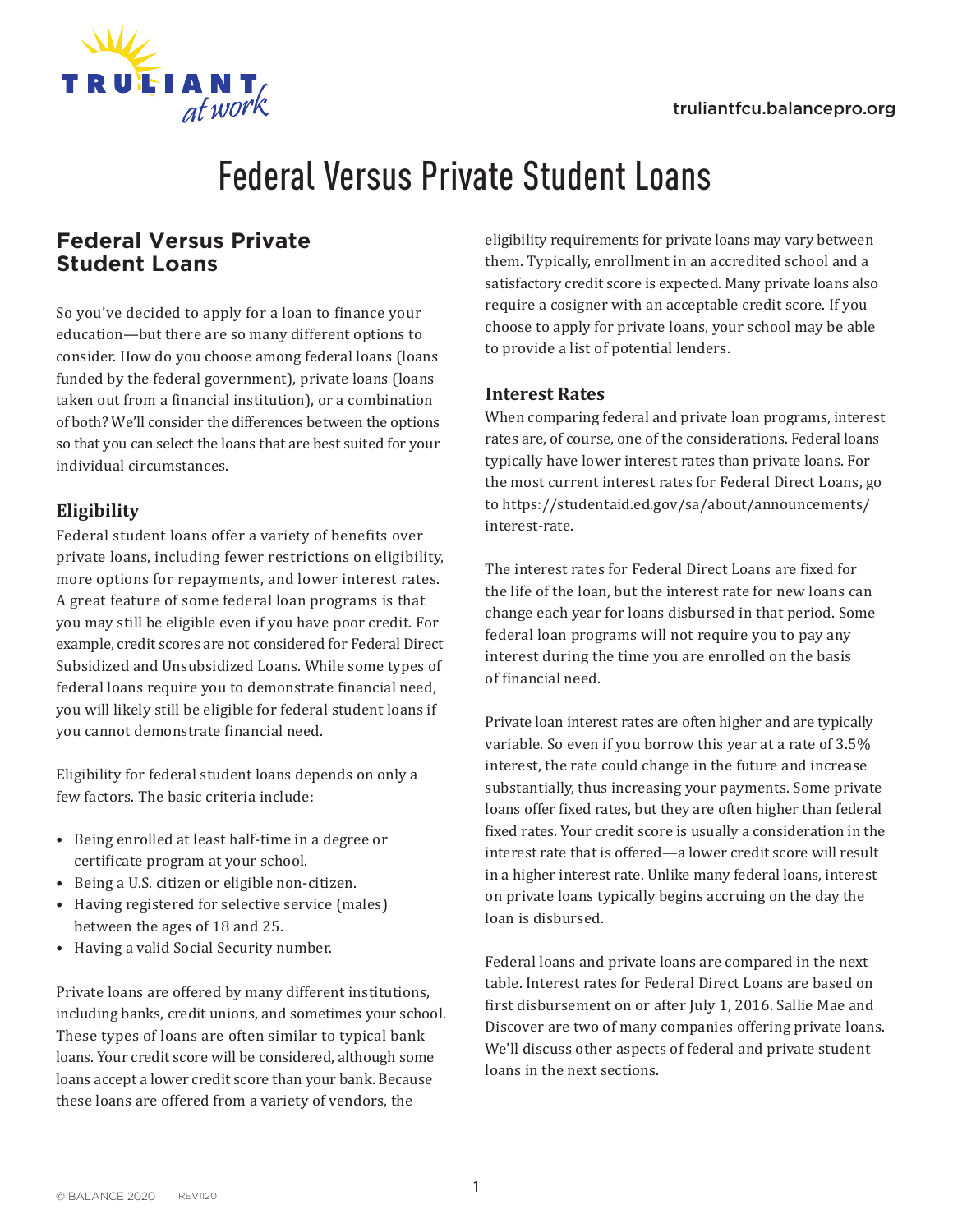# Federal Versus Private Student Loans

## Federal Versus Private Student Loans

So you've decided to apply for a loan to finance your education—but there are so many different options to consider. How do you choose among federal loans (loans funded by the federal government), private loans (loans taken out from a financial institution), or a combination of both? We'll consider the differences between the options so that you can select the loans that are best suited for your individual circumstances.

### Eligibility

Federal student loans offer a variety of benefits over private loans, including fewer restrictions on eligibility, more options for repayments, and lower interest rates. A great feature of some federal loan programs is that you may still be eligible even if you have poor credit. For example, credit scores are not considered for Federal Direct Subsidized and Unsubsidized Loans. While some types of federal loans require you to demonstrate financial need, you will likely still be eligible for federal student loans if you cannot demonstrate financial need.

Eligibility for federal student loans depends on only a few factors. The basic criteria include:

- Being enrolled at least half-time in a degree or certificate program at your school.
- Being a U.S. citizen or eligible non-citizen.
- Having registered for selective service (males) between the ages of 18 and 25.
- Having a valid Social Security number.

Private loans are offered by many different institutions, including banks, credit unions, and sometimes your school. These types of loans are often similar to typical bank loans. Your credit score will be considered, although some loans accept a lower credit score than your bank. Because these loans are offered from a variety of vendors, the eligibility requirements for private loans may vary between them. Typically, enrollment in an accredited school and a satisfactory credit score is expected. Many private loans also require a cosigner with an acceptable credit score. If you choose to apply for private loans, your school may be able to provide a list of potential lenders.

### Interest Rates

When comparing federal and private loan programs, interest rates are, of course, one of the considerations. Federal loans typically have lower interest rates than private loans. For the most current interest rates for Federal Direct Loans, go to https://studentaid.ed.gov/sa/about/announcements/interest-rate.

The interest rates for Federal Direct Loans are fixed for the life of the loan, but the interest rate for new loans can change each year for loans disbursed in that period. Some federal loan programs will not require you to pay any interest during the time you are enrolled on the basis of financial need.

Private loan interest rates are often higher and are typically variable. So even if you borrow this year at a rate of 3.5% interest, the rate could change in the future and increase substantially, thus increasing your payments. Some private loans offer fixed rates, but they are often higher than federal fixed rates. Your credit score is usually a consideration in the interest rate that is offered—a lower credit score will result in a higher interest rate. Unlike many federal loans, interest on private loans typically begins accruing on the day the loan is disbursed.

Federal loans and private loans are compared in the next table. Interest rates for Federal Direct Loans are based on first disbursement on or after July 1, 2016. Sallie Mae and Discover are two of many companies offering private loans. We'll discuss other aspects of federal and private student loans in the next sections.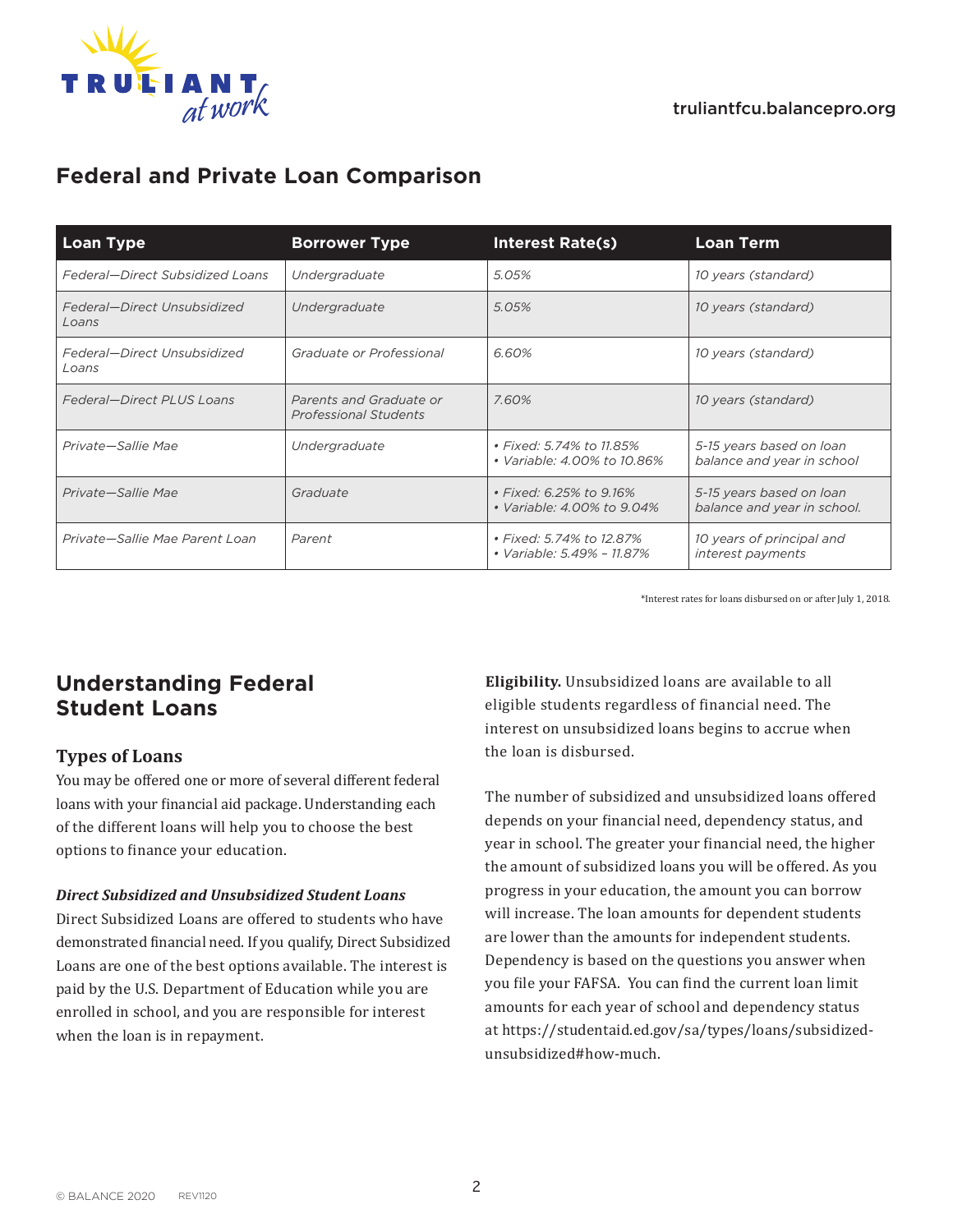## Federal and Private Loan Comparison

| Loan Type | Borrower Type | Interest Rate(s) | Loan Term |
|---|---|---|---|
| *Federal—Direct Subsidized Loans* | *Undergraduate* | *5.05%* | *10 years (standard)* |
| *Federal—Direct Unsubsidized Loans* | *Undergraduate* | *5.05%* | *10 years (standard)* |
| *Federal—Direct Unsubsidized Loans* | *Graduate or Professional* | *6.60%* | *10 years (standard)* |
| *Federal—Direct PLUS Loans* | *Parents and Graduate or Professional Students* | *7.60%* | *10 years (standard)* |
| *Private—Sallie Mae* | *Undergraduate* | *• Fixed: 5.74% to 11.85%*<br>*• Variable: 4.00% to 10.86%* | *5-15 years based on loan balance and year in school* |
| *Private—Sallie Mae* | *Graduate* | *• Fixed: 6.25% to 9.16%*<br>*• Variable: 4.00% to 9.04%* | *5-15 years based on loan balance and year in school.* |
| *Private—Sallie Mae Parent Loan* | *Parent* | *• Fixed: 5.74% to 12.87%*<br>*• Variable: 5.49% – 11.87%* | *10 years of principal and interest payments* |

*Interest rates for loans disbursed on or after July 1, 2018.

## Understanding Federal Student Loans

### Types of Loans

You may be offered one or more of several different federal loans with your financial aid package. Understanding each of the different loans will help you to choose the best options to finance your education.

***Direct Subsidized and Unsubsidized Student Loans***

Direct Subsidized Loans are offered to students who have demonstrated financial need. If you qualify, Direct Subsidized Loans are one of the best options available. The interest is paid by the U.S. Department of Education while you are enrolled in school, and you are responsible for interest when the loan is in repayment.

**Eligibility.** Unsubsidized loans are available to all eligible students regardless of financial need. The interest on unsubsidized loans begins to accrue when the loan is disbursed.

The number of subsidized and unsubsidized loans offered depends on your financial need, dependency status, and year in school. The greater your financial need, the higher the amount of subsidized loans you will be offered. As you progress in your education, the amount you can borrow will increase. The loan amounts for dependent students are lower than the amounts for independent students. Dependency is based on the questions you answer when you file your FAFSA. You can find the current loan limit amounts for each year of school and dependency status at https://studentaid.ed.gov/sa/types/loans/subsidized-unsubsidized#how-much.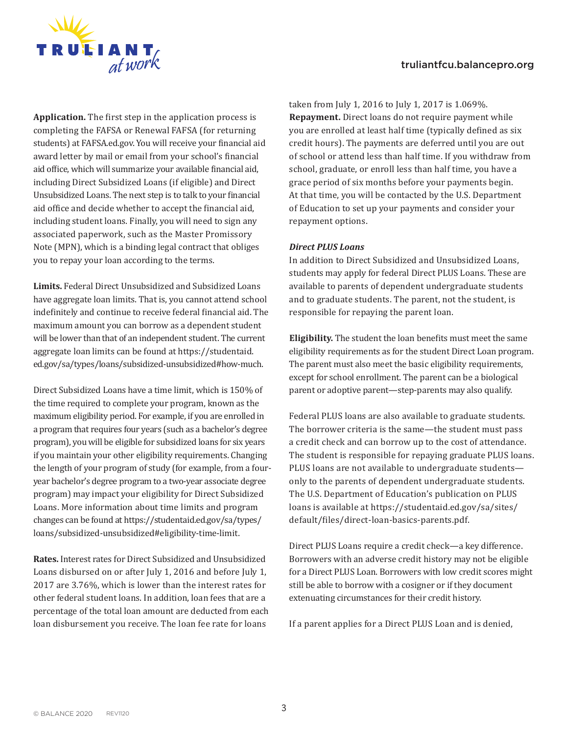**Application.** The first step in the application process is completing the FAFSA or Renewal FAFSA (for returning students) at FAFSA.ed.gov. You will receive your financial aid award letter by mail or email from your school's financial aid office, which will summarize your available financial aid, including Direct Subsidized Loans (if eligible) and Direct Unsubsidized Loans. The next step is to talk to your financial aid office and decide whether to accept the financial aid, including student loans. Finally, you will need to sign any associated paperwork, such as the Master Promissory Note (MPN), which is a binding legal contract that obliges you to repay your loan according to the terms.

**Limits.** Federal Direct Unsubsidized and Subsidized Loans have aggregate loan limits. That is, you cannot attend school indefinitely and continue to receive federal financial aid. The maximum amount you can borrow as a dependent student will be lower than that of an independent student. The current aggregate loan limits can be found at https://studentaid.ed.gov/sa/types/loans/subsidized-unsubsidized#how-much.

Direct Subsidized Loans have a time limit, which is 150% of the time required to complete your program, known as the maximum eligibility period. For example, if you are enrolled in a program that requires four years (such as a bachelor's degree program), you will be eligible for subsidized loans for six years if you maintain your other eligibility requirements. Changing the length of your program of study (for example, from a four-year bachelor's degree program to a two-year associate degree program) may impact your eligibility for Direct Subsidized Loans. More information about time limits and program changes can be found at https://studentaid.ed.gov/sa/types/loans/subsidized-unsubsidized#eligibility-time-limit.

**Rates.** Interest rates for Direct Subsidized and Unsubsidized Loans disbursed on or after July 1, 2016 and before July 1, 2017 are 3.76%, which is lower than the interest rates for other federal student loans. In addition, loan fees that are a percentage of the total loan amount are deducted from each loan disbursement you receive. The loan fee rate for loans taken from July 1, 2016 to July 1, 2017 is 1.069%.

**Repayment.** Direct loans do not require payment while you are enrolled at least half time (typically defined as six credit hours). The payments are deferred until you are out of school or attend less than half time. If you withdraw from school, graduate, or enroll less than half time, you have a grace period of six months before your payments begin. At that time, you will be contacted by the U.S. Department of Education to set up your payments and consider your repayment options.

***Direct PLUS Loans***

In addition to Direct Subsidized and Unsubsidized Loans, students may apply for federal Direct PLUS Loans. These are available to parents of dependent undergraduate students and to graduate students. The parent, not the student, is responsible for repaying the parent loan.

**Eligibility.** The student the loan benefits must meet the same eligibility requirements as for the student Direct Loan program. The parent must also meet the basic eligibility requirements, except for school enrollment. The parent can be a biological parent or adoptive parent—step-parents may also qualify.

Federal PLUS loans are also available to graduate students. The borrower criteria is the same—the student must pass a credit check and can borrow up to the cost of attendance. The student is responsible for repaying graduate PLUS loans. PLUS loans are not available to undergraduate students—only to the parents of dependent undergraduate students. The U.S. Department of Education's publication on PLUS loans is available at https://studentaid.ed.gov/sa/sites/default/files/direct-loan-basics-parents.pdf.

Direct PLUS Loans require a credit check—a key difference. Borrowers with an adverse credit history may not be eligible for a Direct PLUS Loan. Borrowers with low credit scores might still be able to borrow with a cosigner or if they document extenuating circumstances for their credit history.

If a parent applies for a Direct PLUS Loan and is denied,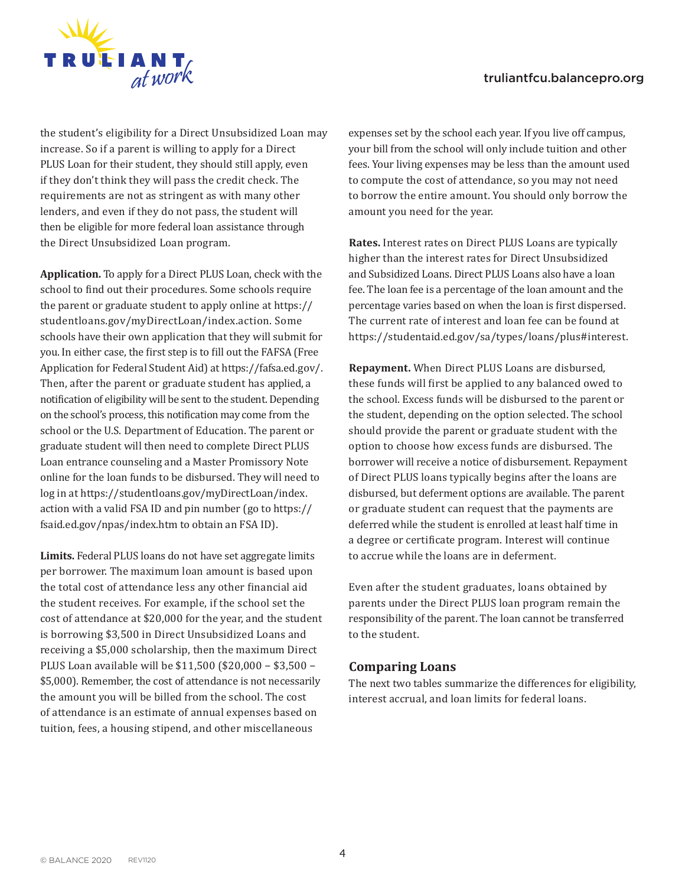the student's eligibility for a Direct Unsubsidized Loan may increase. So if a parent is willing to apply for a Direct PLUS Loan for their student, they should still apply, even if they don't think they will pass the credit check. The requirements are not as stringent as with many other lenders, and even if they do not pass, the student will then be eligible for more federal loan assistance through the Direct Unsubsidized Loan program.

**Application.** To apply for a Direct PLUS Loan, check with the school to find out their procedures. Some schools require the parent or graduate student to apply online at https://studentloans.gov/myDirectLoan/index.action. Some schools have their own application that they will submit for you. In either case, the first step is to fill out the FAFSA (Free Application for Federal Student Aid) at https://fafsa.ed.gov/. Then, after the parent or graduate student has applied, a notification of eligibility will be sent to the student. Depending on the school's process, this notification may come from the school or the U.S. Department of Education. The parent or graduate student will then need to complete Direct PLUS Loan entrance counseling and a Master Promissory Note online for the loan funds to be disbursed. They will need to log in at https://studentloans.gov/myDirectLoan/index.action with a valid FSA ID and pin number (go to https://fsaid.ed.gov/npas/index.htm to obtain an FSA ID).

**Limits.** Federal PLUS loans do not have set aggregate limits per borrower. The maximum loan amount is based upon the total cost of attendance less any other financial aid the student receives. For example, if the school set the cost of attendance at $20,000 for the year, and the student is borrowing $3,500 in Direct Unsubsidized Loans and receiving a $5,000 scholarship, then the maximum Direct PLUS Loan available will be $11,500 ($20,000 – $3,500 – $5,000). Remember, the cost of attendance is not necessarily the amount you will be billed from the school. The cost of attendance is an estimate of annual expenses based on tuition, fees, a housing stipend, and other miscellaneous expenses set by the school each year. If you live off campus, your bill from the school will only include tuition and other fees. Your living expenses may be less than the amount used to compute the cost of attendance, so you may not need to borrow the entire amount. You should only borrow the amount you need for the year.

**Rates.** Interest rates on Direct PLUS Loans are typically higher than the interest rates for Direct Unsubsidized and Subsidized Loans. Direct PLUS Loans also have a loan fee. The loan fee is a percentage of the loan amount and the percentage varies based on when the loan is first dispersed. The current rate of interest and loan fee can be found at https://studentaid.ed.gov/sa/types/loans/plus#interest.

**Repayment.** When Direct PLUS Loans are disbursed, these funds will first be applied to any balanced owed to the school. Excess funds will be disbursed to the parent or the student, depending on the option selected. The school should provide the parent or graduate student with the option to choose how excess funds are disbursed. The borrower will receive a notice of disbursement. Repayment of Direct PLUS loans typically begins after the loans are disbursed, but deferment options are available. The parent or graduate student can request that the payments are deferred while the student is enrolled at least half time in a degree or certificate program. Interest will continue to accrue while the loans are in deferment.

Even after the student graduates, loans obtained by parents under the Direct PLUS loan program remain the responsibility of the parent. The loan cannot be transferred to the student.

## Comparing Loans

The next two tables summarize the differences for eligibility, interest accrual, and loan limits for federal loans.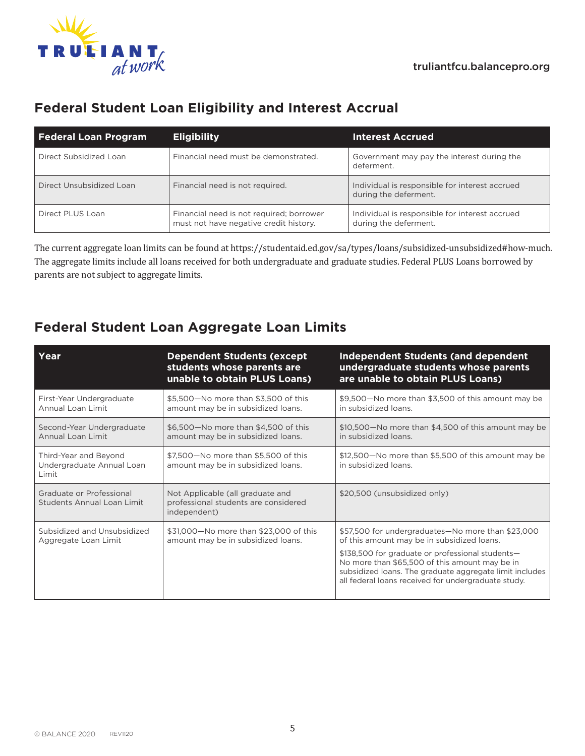## Federal Student Loan Eligibility and Interest Accrual

| Federal Loan Program | Eligibility | Interest Accrued |
| --- | --- | --- |
| Direct Subsidized Loan | Financial need must be demonstrated. | Government may pay the interest during the deferment. |
| Direct Unsubsidized Loan | Financial need is not required. | Individual is responsible for interest accrued during the deferment. |
| Direct PLUS Loan | Financial need is not required; borrower must not have negative credit history. | Individual is responsible for interest accrued during the deferment. |

The current aggregate loan limits can be found at https://studentaid.ed.gov/sa/types/loans/subsidized-unsubsidized#how-much. The aggregate limits include all loans received for both undergraduate and graduate studies. Federal PLUS Loans borrowed by parents are not subject to aggregate limits.

## Federal Student Loan Aggregate Loan Limits

| Year | Dependent Students (except students whose parents are unable to obtain PLUS Loans) | Independent Students (and dependent undergraduate students whose parents are unable to obtain PLUS Loans) |
| --- | --- | --- |
| First-Year Undergraduate Annual Loan Limit | $5,500—No more than $3,500 of this amount may be in subsidized loans. | $9,500—No more than $3,500 of this amount may be in subsidized loans. |
| Second-Year Undergraduate Annual Loan Limit | $6,500—No more than $4,500 of this amount may be in subsidized loans. | $10,500—No more than $4,500 of this amount may be in subsidized loans. |
| Third-Year and Beyond Undergraduate Annual Loan Limit | $7,500—No more than $5,500 of this amount may be in subsidized loans. | $12,500—No more than $5,500 of this amount may be in subsidized loans. |
| Graduate or Professional Students Annual Loan Limit | Not Applicable (all graduate and professional students are considered independent) | $20,500 (unsubsidized only) |
| Subsidized and Unsubsidized Aggregate Loan Limit | $31,000—No more than $23,000 of this amount may be in subsidized loans. | $57,500 for undergraduates—No more than $23,000 of this amount may be in subsidized loans. $138,500 for graduate or professional students—No more than $65,500 of this amount may be in subsidized loans. The graduate aggregate limit includes all federal loans received for undergraduate study. |

© BALANCE 2020 REV1120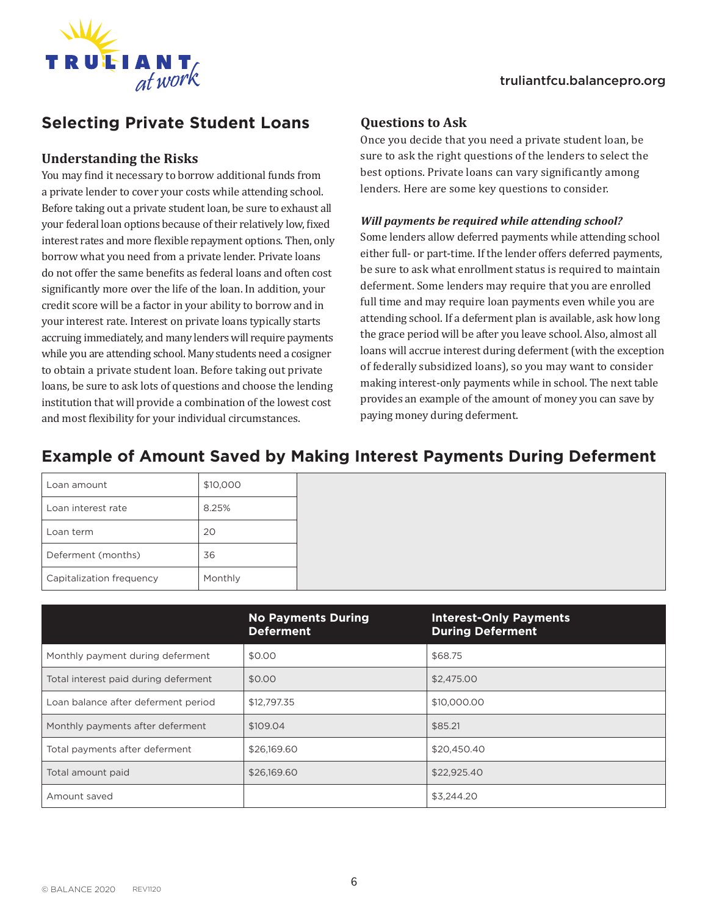## Selecting Private Student Loans

### Understanding the Risks

You may find it necessary to borrow additional funds from a private lender to cover your costs while attending school. Before taking out a private student loan, be sure to exhaust all your federal loan options because of their relatively low, fixed interest rates and more flexible repayment options. Then, only borrow what you need from a private lender. Private loans do not offer the same benefits as federal loans and often cost significantly more over the life of the loan. In addition, your credit score will be a factor in your ability to borrow and in your interest rate. Interest on private loans typically starts accruing immediately, and many lenders will require payments while you are attending school. Many students need a cosigner to obtain a private student loan. Before taking out private loans, be sure to ask lots of questions and choose the lending institution that will provide a combination of the lowest cost and most flexibility for your individual circumstances.

### Questions to Ask

Once you decide that you need a private student loan, be sure to ask the right questions of the lenders to select the best options. Private loans can vary significantly among lenders. Here are some key questions to consider.

***Will payments be required while attending school?***

Some lenders allow deferred payments while attending school either full- or part-time. If the lender offers deferred payments, be sure to ask what enrollment status is required to maintain deferment. Some lenders may require that you are enrolled full time and may require loan payments even while you are attending school. If a deferment plan is available, ask how long the grace period will be after you leave school. Also, almost all loans will accrue interest during deferment (with the exception of federally subsidized loans), so you may want to consider making interest-only payments while in school. The next table provides an example of the amount of money you can save by paying money during deferment.

## Example of Amount Saved by Making Interest Payments During Deferment

| | |
|---|---|
| Loan amount | $10,000 |
| Loan interest rate | 8.25% |
| Loan term | 20 |
| Deferment (months) | 36 |
| Capitalization frequency | Monthly |

| | No Payments During Deferment | Interest-Only Payments During Deferment |
|---|---|---|
| Monthly payment during deferment | $0.00 | $68.75 |
| Total interest paid during deferment | $0.00 | $2,475.00 |
| Loan balance after deferment period | $12,797.35 | $10,000.00 |
| Monthly payments after deferment | $109.04 | $85.21 |
| Total payments after deferment | $26,169.60 | $20,450.40 |
| Total amount paid | $26,169.60 | $22,925.40 |
| Amount saved | | $3,244.20 |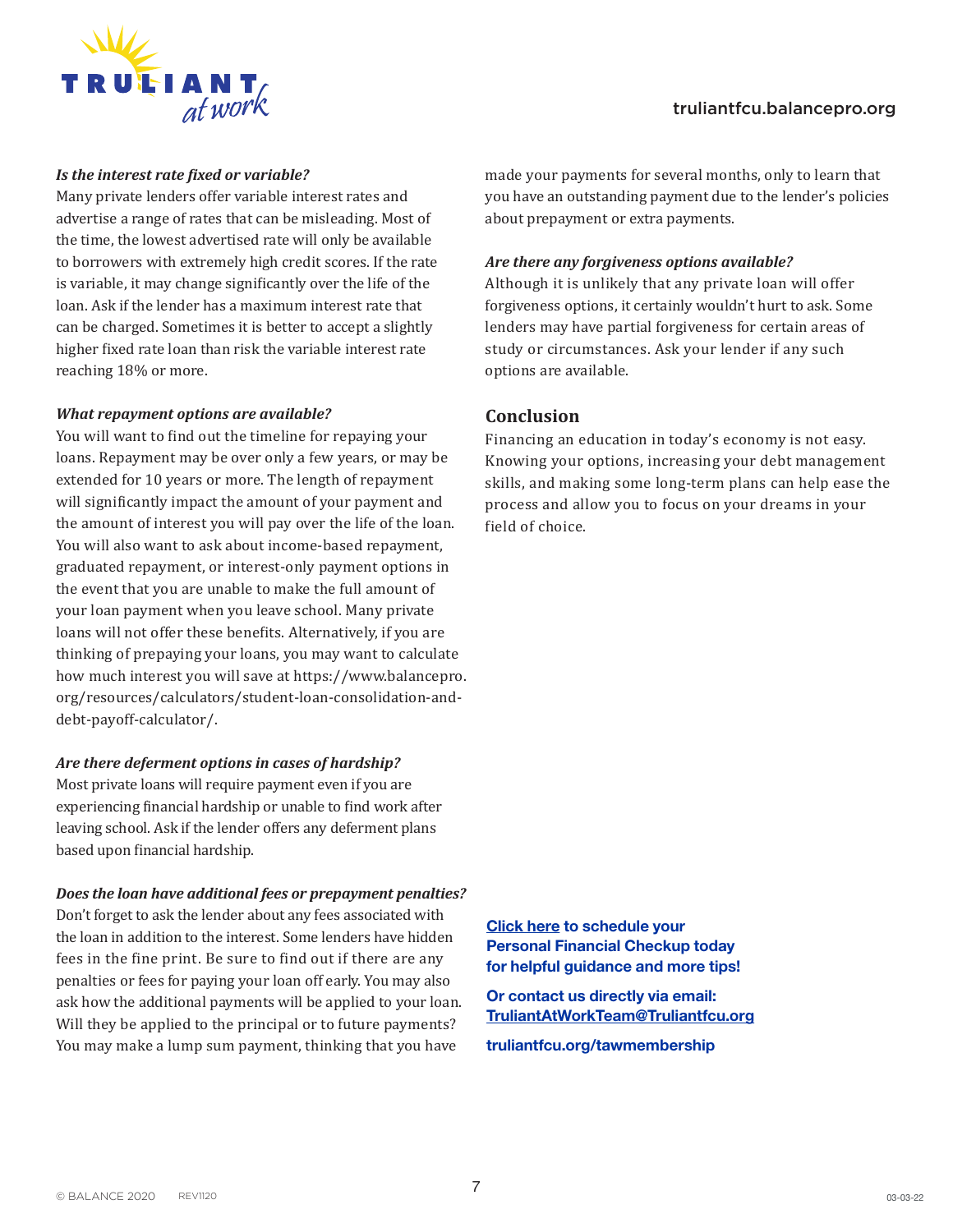***Is the interest rate fixed or variable?***

Many private lenders offer variable interest rates and advertise a range of rates that can be misleading. Most of the time, the lowest advertised rate will only be available to borrowers with extremely high credit scores. If the rate is variable, it may change significantly over the life of the loan. Ask if the lender has a maximum interest rate that can be charged. Sometimes it is better to accept a slightly higher fixed rate loan than risk the variable interest rate reaching 18% or more.

***What repayment options are available?***

You will want to find out the timeline for repaying your loans. Repayment may be over only a few years, or may be extended for 10 years or more. The length of repayment will significantly impact the amount of your payment and the amount of interest you will pay over the life of the loan. You will also want to ask about income-based repayment, graduated repayment, or interest-only payment options in the event that you are unable to make the full amount of your loan payment when you leave school. Many private loans will not offer these benefits. Alternatively, if you are thinking of prepaying your loans, you may want to calculate how much interest you will save at https://www.balancepro.org/resources/calculators/student-loan-consolidation-and-debt-payoff-calculator/.

***Are there deferment options in cases of hardship?***

Most private loans will require payment even if you are experiencing financial hardship or unable to find work after leaving school. Ask if the lender offers any deferment plans based upon financial hardship.

***Does the loan have additional fees or prepayment penalties?***

Don't forget to ask the lender about any fees associated with the loan in addition to the interest. Some lenders have hidden fees in the fine print. Be sure to find out if there are any penalties or fees for paying your loan off early. You may also ask how the additional payments will be applied to your loan. Will they be applied to the principal or to future payments? You may make a lump sum payment, thinking that you have made your payments for several months, only to learn that you have an outstanding payment due to the lender's policies about prepayment or extra payments.

***Are there any forgiveness options available?***

Although it is unlikely that any private loan will offer forgiveness options, it certainly wouldn't hurt to ask. Some lenders may have partial forgiveness for certain areas of study or circumstances. Ask your lender if any such options are available.

## Conclusion

Financing an education in today's economy is not easy. Knowing your options, increasing your debt management skills, and making some long-term plans can help ease the process and allow you to focus on your dreams in your field of choice.

**Click here to schedule your Personal Financial Checkup today for helpful guidance and more tips!**

**Or contact us directly via email: TruliantAtWorkTeam@Truliantfcu.org**

**truliantfcu.org/tawmembership**